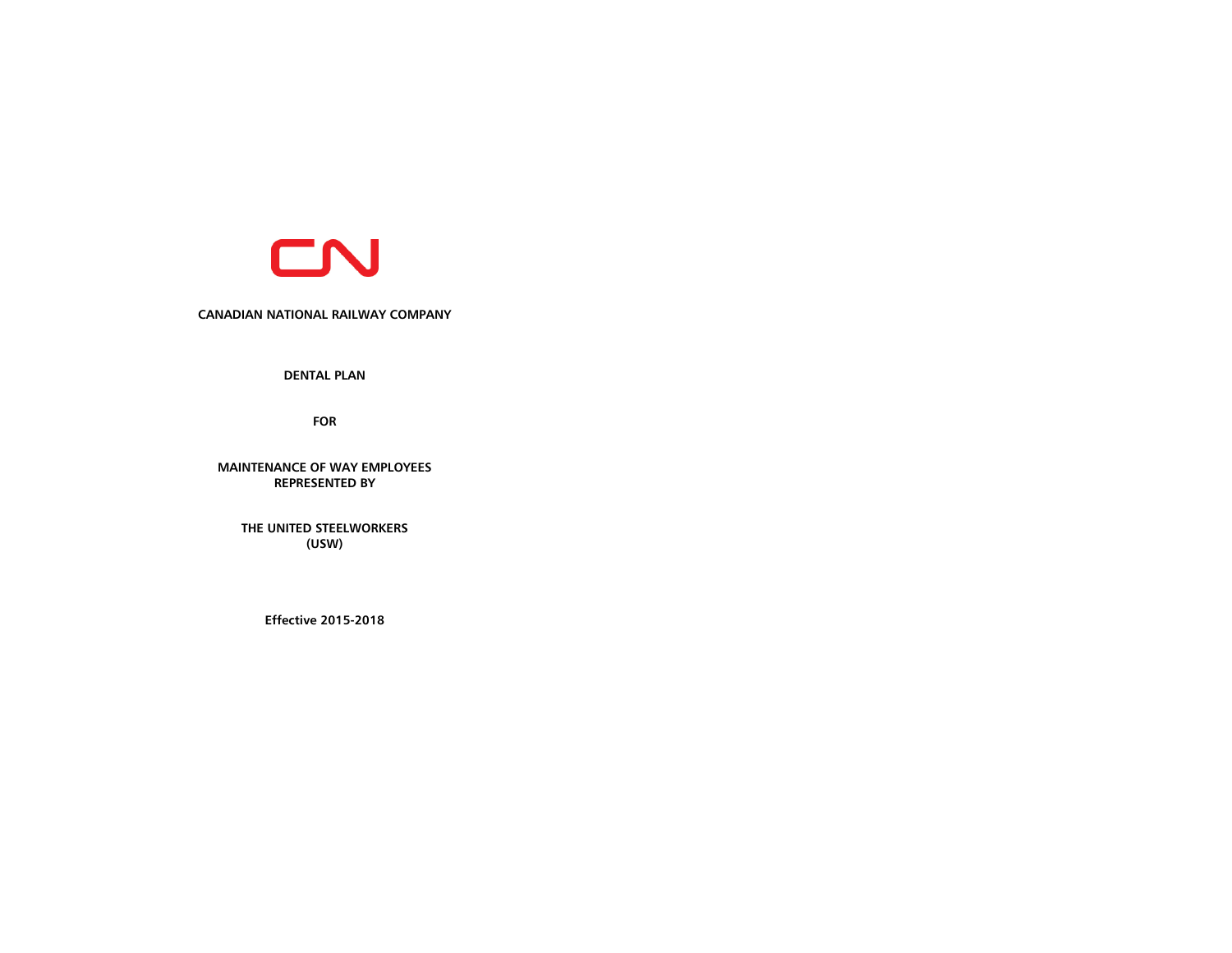**CANADIAN NATIONAL RAILWAY COMPANY**

# DENTAL PLAN

**FOR**

**MAINTENANCE OF WAY EMPLOYEES**
**REPRESENTED BY**

**THE UNITED STEELWORKERS**
**(USW)**

**Effective 2015-2018**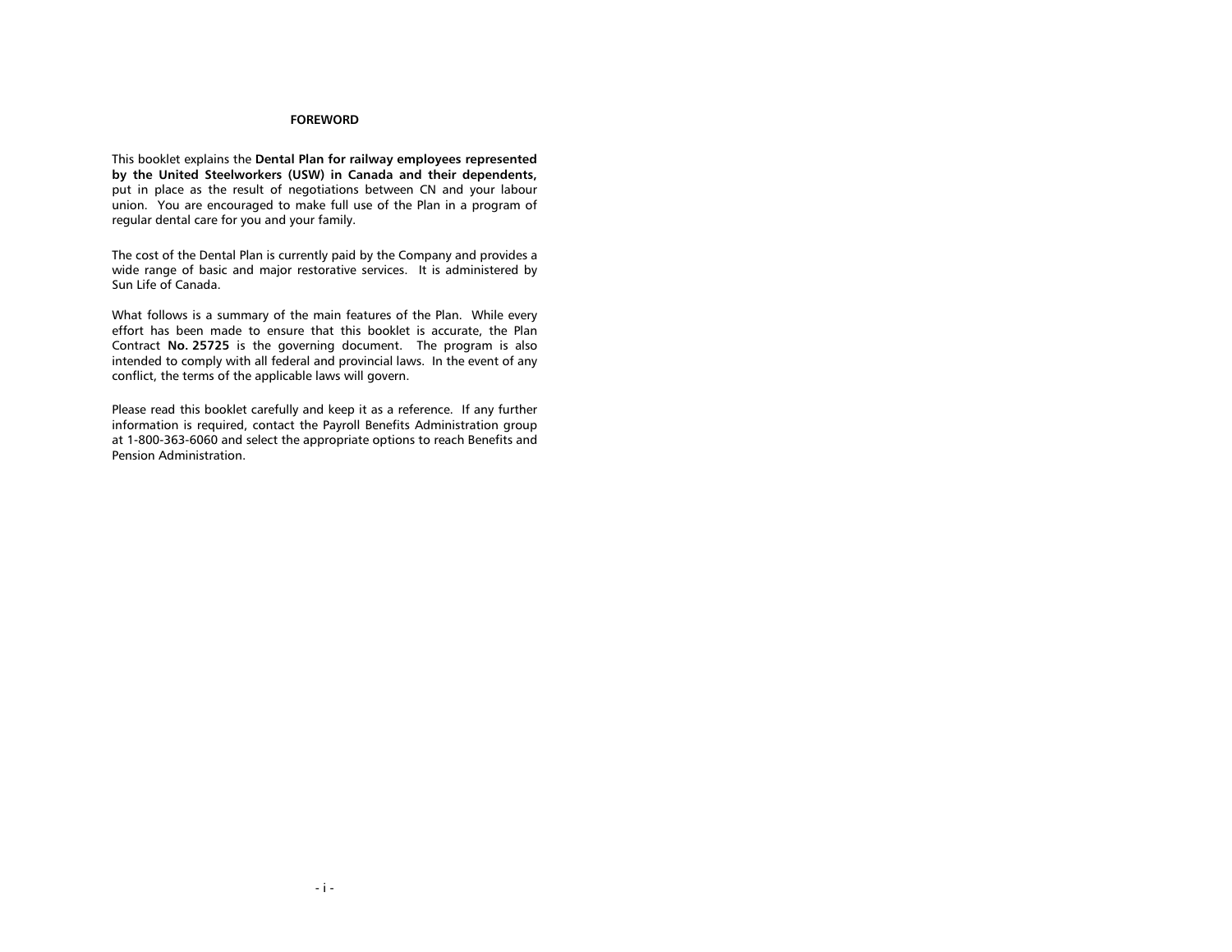# FOREWORD

This booklet explains the **Dental Plan for railway employees represented by the United Steelworkers (USW) in Canada and their dependents,** put in place as the result of negotiations between CN and your labour union. You are encouraged to make full use of the Plan in a program of regular dental care for you and your family.

The cost of the Dental Plan is currently paid by the Company and provides a wide range of basic and major restorative services. It is administered by Sun Life of Canada.

What follows is a summary of the main features of the Plan. While every effort has been made to ensure that this booklet is accurate, the Plan Contract **No. 25725** is the governing document. The program is also intended to comply with all federal and provincial laws. In the event of any conflict, the terms of the applicable laws will govern.

Please read this booklet carefully and keep it as a reference. If any further information is required, contact the Payroll Benefits Administration group at 1-800-363-6060 and select the appropriate options to reach Benefits and Pension Administration.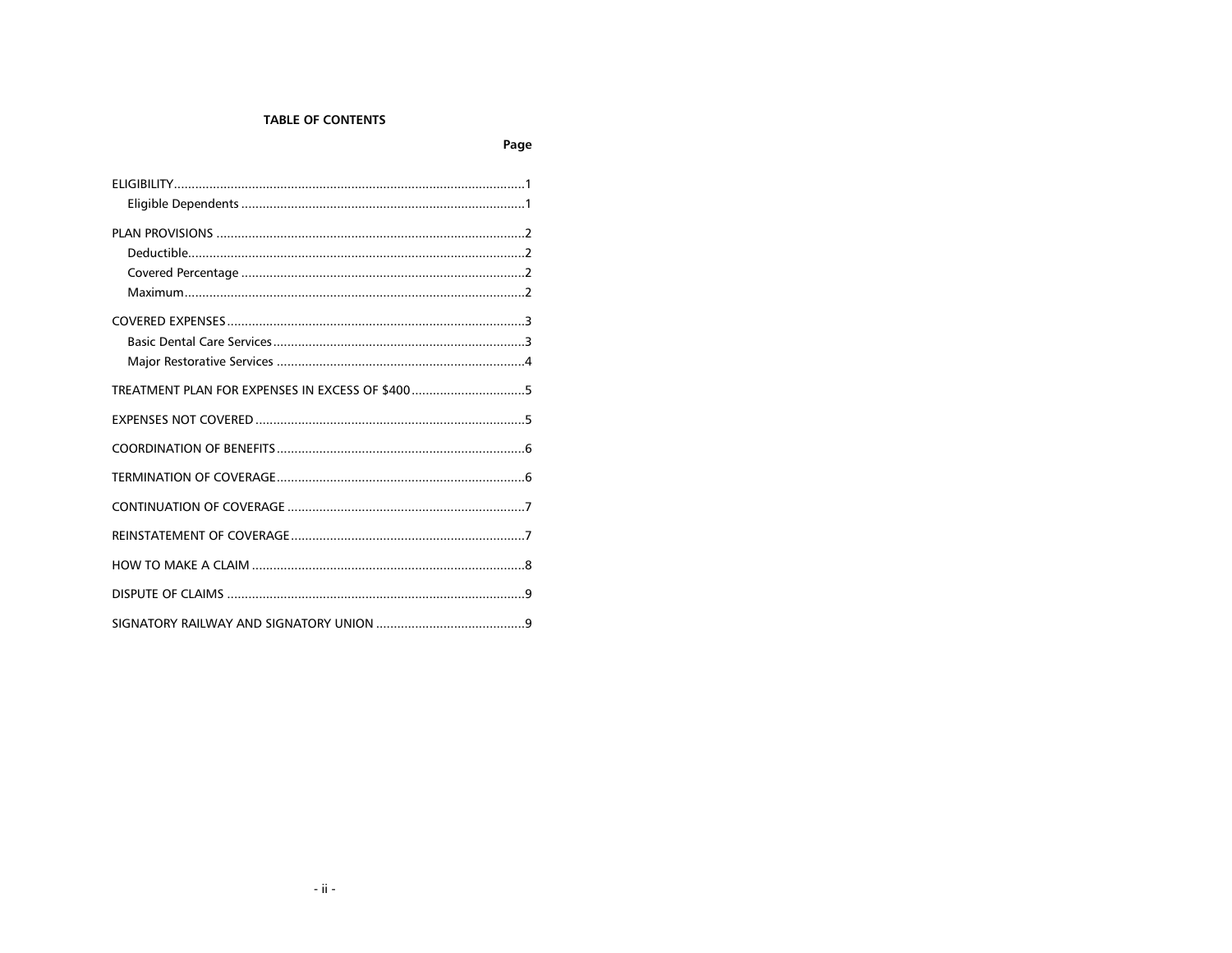# TABLE OF CONTENTS

| | Page |
|---|---|
| ELIGIBILITY | 1 |
| Eligible Dependents | 1 |
| PLAN PROVISIONS | 2 |
| Deductible | 2 |
| Covered Percentage | 2 |
| Maximum | 2 |
| COVERED EXPENSES | 3 |
| Basic Dental Care Services | 3 |
| Major Restorative Services | 4 |
| TREATMENT PLAN FOR EXPENSES IN EXCESS OF $400 | 5 |
| EXPENSES NOT COVERED | 5 |
| COORDINATION OF BENEFITS | 6 |
| TERMINATION OF COVERAGE | 6 |
| CONTINUATION OF COVERAGE | 7 |
| REINSTATEMENT OF COVERAGE | 7 |
| HOW TO MAKE A CLAIM | 8 |
| DISPUTE OF CLAIMS | 9 |
| SIGNATORY RAILWAY AND SIGNATORY UNION | 9 |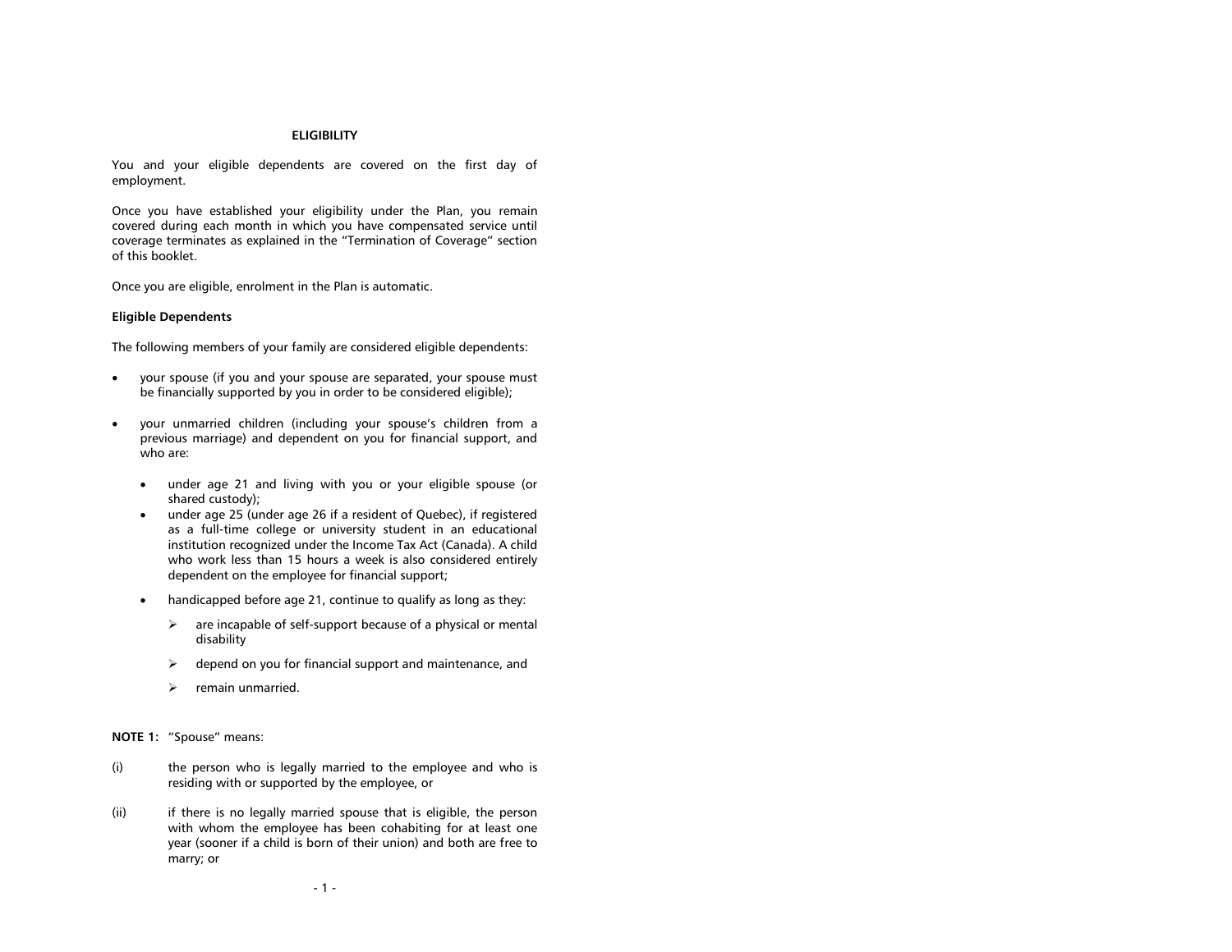## ELIGIBILITY

You and your eligible dependents are covered on the first day of employment.

Once you have established your eligibility under the Plan, you remain covered during each month in which you have compensated service until coverage terminates as explained in the "Termination of Coverage" section of this booklet.

Once you are eligible, enrolment in the Plan is automatic.

### Eligible Dependents

The following members of your family are considered eligible dependents:

- your spouse (if you and your spouse are separated, your spouse must be financially supported by you in order to be considered eligible);
- your unmarried children (including your spouse's children from a previous marriage) and dependent on you for financial support, and who are:
  - under age 21 and living with you or your eligible spouse (or shared custody);
  - under age 25 (under age 26 if a resident of Quebec), if registered as a full-time college or university student in an educational institution recognized under the Income Tax Act (Canada). A child who work less than 15 hours a week is also considered entirely dependent on the employee for financial support;
  - handicapped before age 21, continue to qualify as long as they:
    - ➢ are incapable of self-support because of a physical or mental disability
    - ➢ depend on you for financial support and maintenance, and
    - ➢ remain unmarried.

**NOTE 1:** "Spouse" means:

(i) the person who is legally married to the employee and who is residing with or supported by the employee, or

(ii) if there is no legally married spouse that is eligible, the person with whom the employee has been cohabiting for at least one year (sooner if a child is born of their union) and both are free to marry; or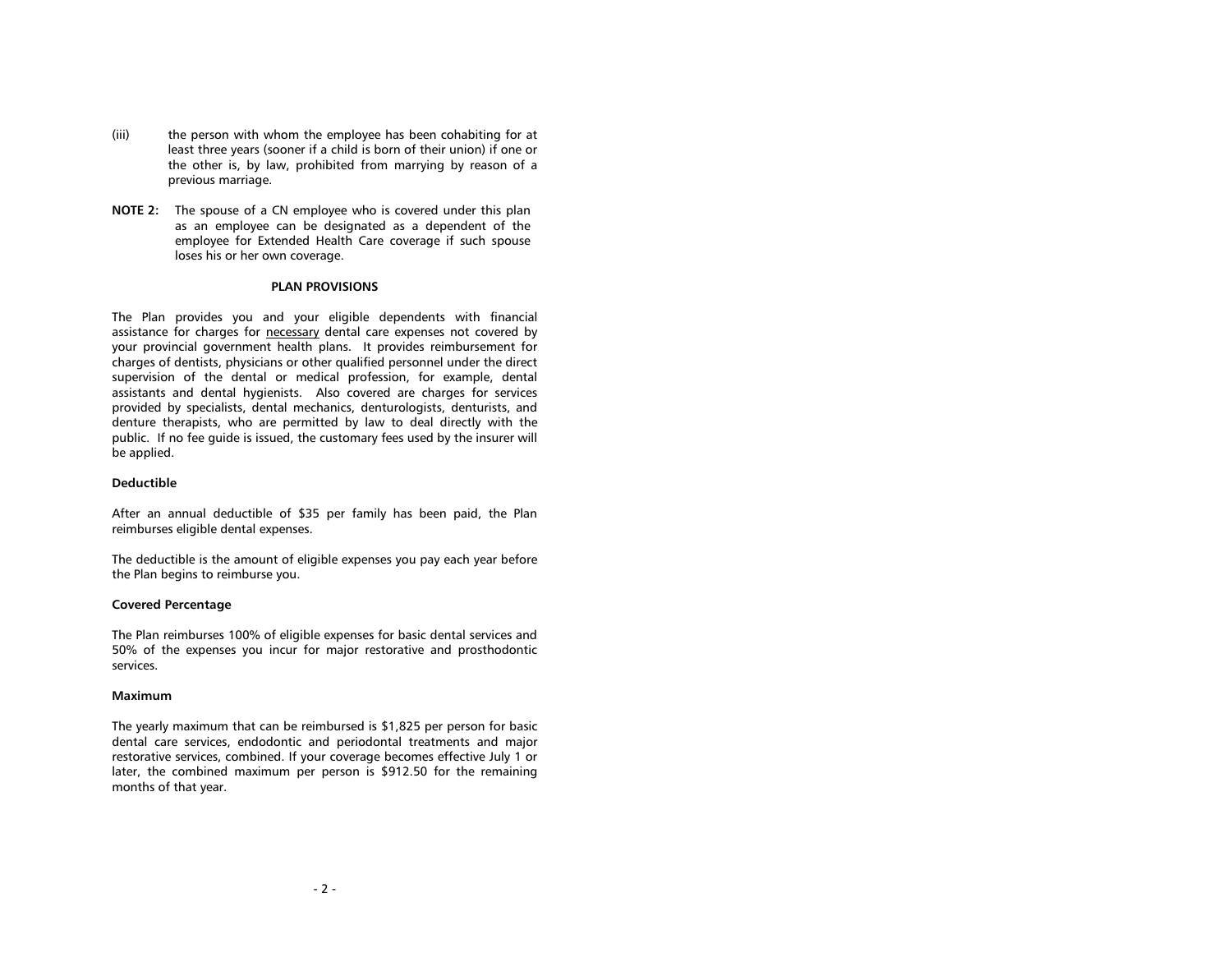(iii) the person with whom the employee has been cohabiting for at least three years (sooner if a child is born of their union) if one or the other is, by law, prohibited from marrying by reason of a previous marriage.

**NOTE 2:** The spouse of a CN employee who is covered under this plan as an employee can be designated as a dependent of the employee for Extended Health Care coverage if such spouse loses his or her own coverage.

## PLAN PROVISIONS

The Plan provides you and your eligible dependents with financial assistance for charges for <u>necessary</u> dental care expenses not covered by your provincial government health plans. It provides reimbursement for charges of dentists, physicians or other qualified personnel under the direct supervision of the dental or medical profession, for example, dental assistants and dental hygienists. Also covered are charges for services provided by specialists, dental mechanics, denturologists, denturists, and denture therapists, who are permitted by law to deal directly with the public. If no fee guide is issued, the customary fees used by the insurer will be applied.

### Deductible

After an annual deductible of $35 per family has been paid, the Plan reimburses eligible dental expenses.

The deductible is the amount of eligible expenses you pay each year before the Plan begins to reimburse you.

### Covered Percentage

The Plan reimburses 100% of eligible expenses for basic dental services and 50% of the expenses you incur for major restorative and prosthodontic services.

### Maximum

The yearly maximum that can be reimbursed is $1,825 per person for basic dental care services, endodontic and periodontal treatments and major restorative services, combined. If your coverage becomes effective July 1 or later, the combined maximum per person is $912.50 for the remaining months of that year.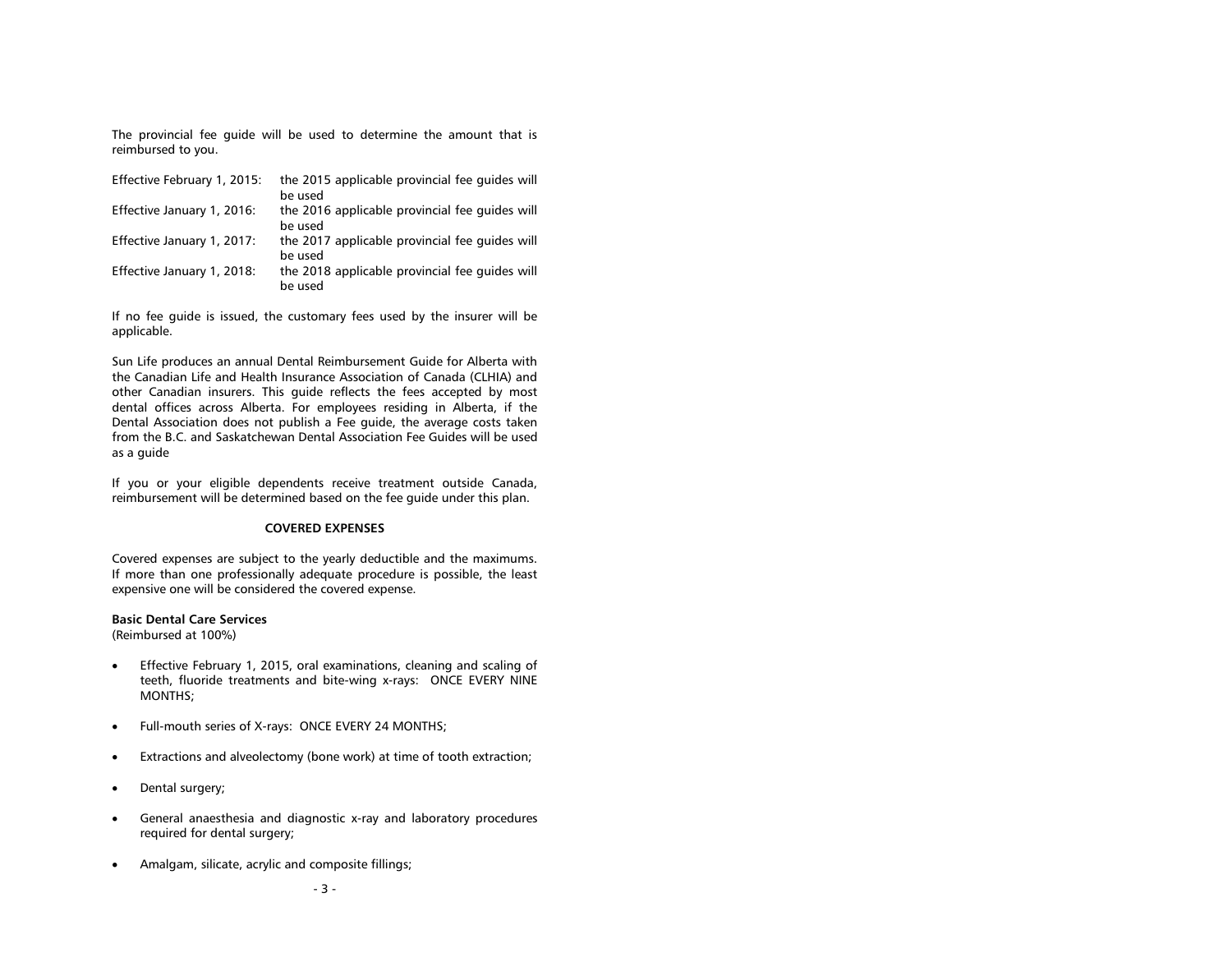The provincial fee guide will be used to determine the amount that is reimbursed to you.

| | |
|---|---|
| Effective February 1, 2015: | the 2015 applicable provincial fee guides will be used |
| Effective January 1, 2016: | the 2016 applicable provincial fee guides will be used |
| Effective January 1, 2017: | the 2017 applicable provincial fee guides will be used |
| Effective January 1, 2018: | the 2018 applicable provincial fee guides will be used |

If no fee guide is issued, the customary fees used by the insurer will be applicable.

Sun Life produces an annual Dental Reimbursement Guide for Alberta with the Canadian Life and Health Insurance Association of Canada (CLHIA) and other Canadian insurers. This guide reflects the fees accepted by most dental offices across Alberta. For employees residing in Alberta, if the Dental Association does not publish a Fee guide, the average costs taken from the B.C. and Saskatchewan Dental Association Fee Guides will be used as a guide

If you or your eligible dependents receive treatment outside Canada, reimbursement will be determined based on the fee guide under this plan.

## COVERED EXPENSES

Covered expenses are subject to the yearly deductible and the maximums. If more than one professionally adequate procedure is possible, the least expensive one will be considered the covered expense.

**Basic Dental Care Services**
(Reimbursed at 100%)

- Effective February 1, 2015, oral examinations, cleaning and scaling of teeth, fluoride treatments and bite-wing x-rays: ONCE EVERY NINE MONTHS;
- Full-mouth series of X-rays: ONCE EVERY 24 MONTHS;
- Extractions and alveolectomy (bone work) at time of tooth extraction;
- Dental surgery;
- General anaesthesia and diagnostic x-ray and laboratory procedures required for dental surgery;
- Amalgam, silicate, acrylic and composite fillings;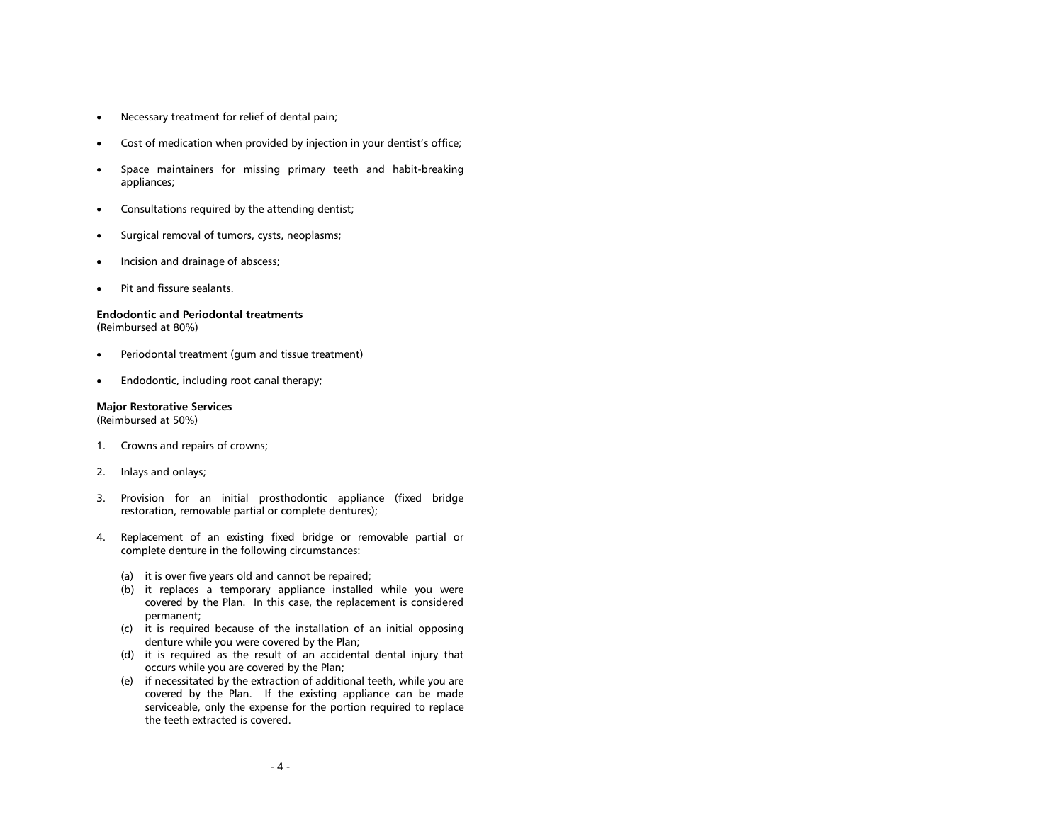- Necessary treatment for relief of dental pain;
- Cost of medication when provided by injection in your dentist's office;
- Space maintainers for missing primary teeth and habit-breaking appliances;
- Consultations required by the attending dentist;
- Surgical removal of tumors, cysts, neoplasms;
- Incision and drainage of abscess;
- Pit and fissure sealants.

**Endodontic and Periodontal treatments**
(Reimbursed at 80%)

- Periodontal treatment (gum and tissue treatment)
- Endodontic, including root canal therapy;

**Major Restorative Services**
(Reimbursed at 50%)

1. Crowns and repairs of crowns;
2. Inlays and onlays;
3. Provision for an initial prosthodontic appliance (fixed bridge restoration, removable partial or complete dentures);
4. Replacement of an existing fixed bridge or removable partial or complete denture in the following circumstances:
   (a) it is over five years old and cannot be repaired;
   (b) it replaces a temporary appliance installed while you were covered by the Plan. In this case, the replacement is considered permanent;
   (c) it is required because of the installation of an initial opposing denture while you were covered by the Plan;
   (d) it is required as the result of an accidental dental injury that occurs while you are covered by the Plan;
   (e) if necessitated by the extraction of additional teeth, while you are covered by the Plan. If the existing appliance can be made serviceable, only the expense for the portion required to replace the teeth extracted is covered.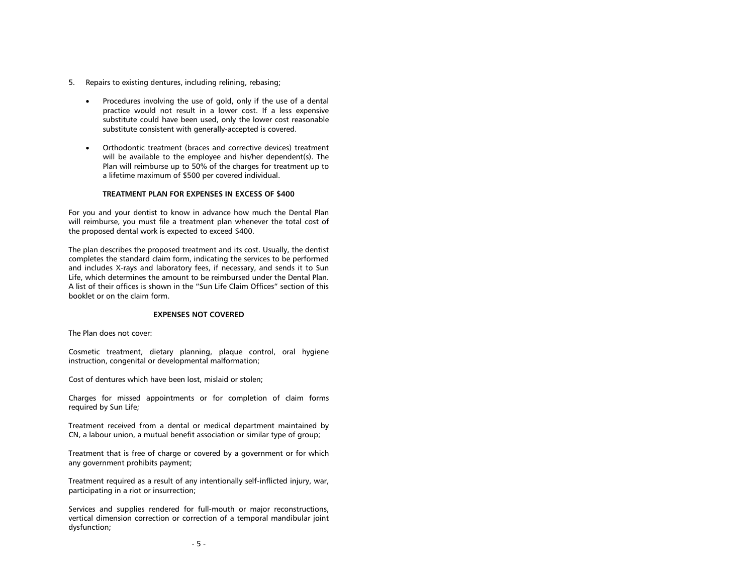5. Repairs to existing dentures, including relining, rebasing;

- Procedures involving the use of gold, only if the use of a dental practice would not result in a lower cost. If a less expensive substitute could have been used, only the lower cost reasonable substitute consistent with generally-accepted is covered.

- Orthodontic treatment (braces and corrective devices) treatment will be available to the employee and his/her dependent(s). The Plan will reimburse up to 50% of the charges for treatment up to a lifetime maximum of $500 per covered individual.

**TREATMENT PLAN FOR EXPENSES IN EXCESS OF $400**

For you and your dentist to know in advance how much the Dental Plan will reimburse, you must file a treatment plan whenever the total cost of the proposed dental work is expected to exceed $400.

The plan describes the proposed treatment and its cost. Usually, the dentist completes the standard claim form, indicating the services to be performed and includes X-rays and laboratory fees, if necessary, and sends it to Sun Life, which determines the amount to be reimbursed under the Dental Plan. A list of their offices is shown in the "Sun Life Claim Offices" section of this booklet or on the claim form.

**EXPENSES NOT COVERED**

The Plan does not cover:

Cosmetic treatment, dietary planning, plaque control, oral hygiene instruction, congenital or developmental malformation;

Cost of dentures which have been lost, mislaid or stolen;

Charges for missed appointments or for completion of claim forms required by Sun Life;

Treatment received from a dental or medical department maintained by CN, a labour union, a mutual benefit association or similar type of group;

Treatment that is free of charge or covered by a government or for which any government prohibits payment;

Treatment required as a result of any intentionally self-inflicted injury, war, participating in a riot or insurrection;

Services and supplies rendered for full-mouth or major reconstructions, vertical dimension correction or correction of a temporal mandibular joint dysfunction;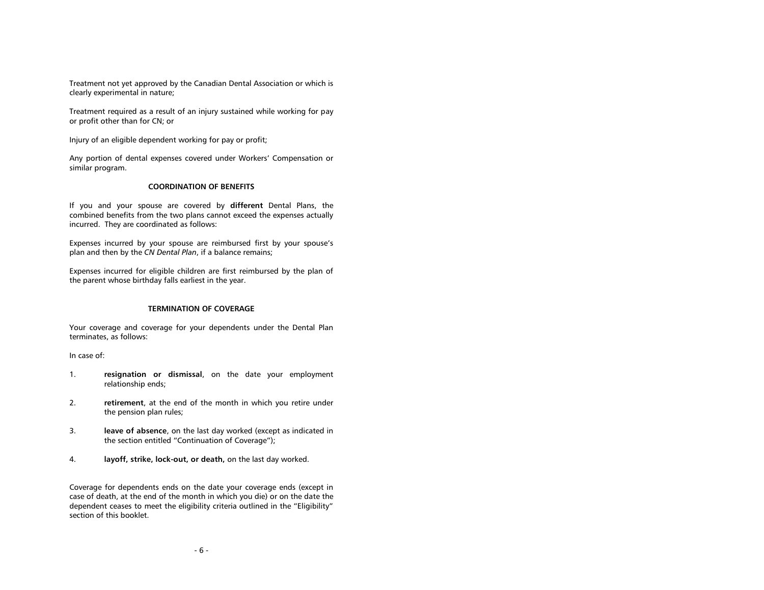Treatment not yet approved by the Canadian Dental Association or which is clearly experimental in nature;

Treatment required as a result of an injury sustained while working for pay or profit other than for CN; or

Injury of an eligible dependent working for pay or profit;

Any portion of dental expenses covered under Workers' Compensation or similar program.

## COORDINATION OF BENEFITS

If you and your spouse are covered by **different** Dental Plans, the combined benefits from the two plans cannot exceed the expenses actually incurred. They are coordinated as follows:

Expenses incurred by your spouse are reimbursed first by your spouse's plan and then by the *CN Dental Plan*, if a balance remains;

Expenses incurred for eligible children are first reimbursed by the plan of the parent whose birthday falls earliest in the year.

## TERMINATION OF COVERAGE

Your coverage and coverage for your dependents under the Dental Plan terminates, as follows:

In case of:

1. **resignation or dismissal**, on the date your employment relationship ends;
2. **retirement**, at the end of the month in which you retire under the pension plan rules;
3. **leave of absence**, on the last day worked (except as indicated in the section entitled "Continuation of Coverage");
4. **layoff, strike, lock-out, or death,** on the last day worked.

Coverage for dependents ends on the date your coverage ends (except in case of death, at the end of the month in which you die) or on the date the dependent ceases to meet the eligibility criteria outlined in the "Eligibility" section of this booklet.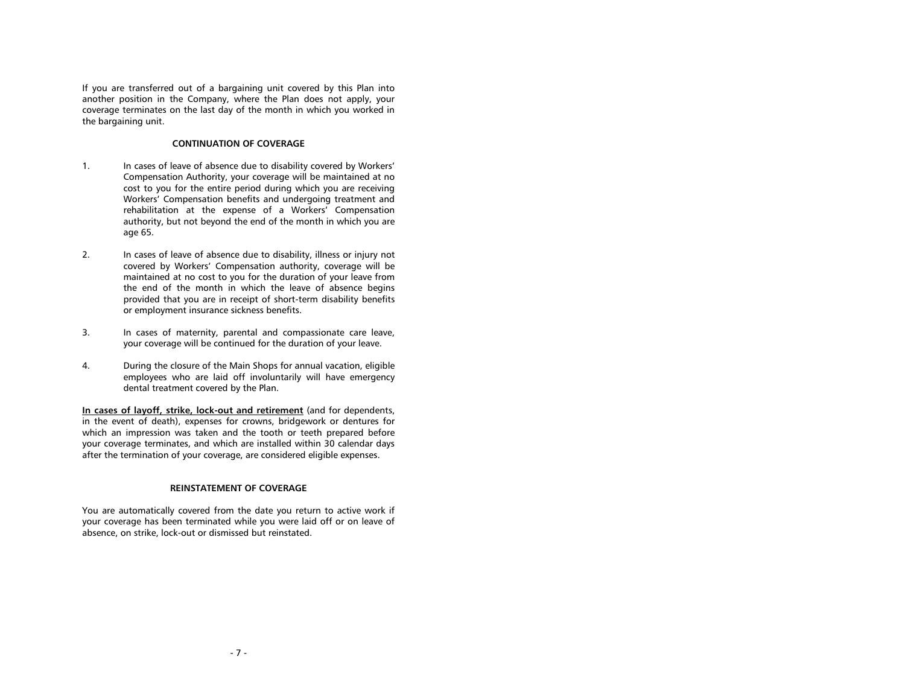If you are transferred out of a bargaining unit covered by this Plan into another position in the Company, where the Plan does not apply, your coverage terminates on the last day of the month in which you worked in the bargaining unit.

## CONTINUATION OF COVERAGE

1. In cases of leave of absence due to disability covered by Workers' Compensation Authority, your coverage will be maintained at no cost to you for the entire period during which you are receiving Workers' Compensation benefits and undergoing treatment and rehabilitation at the expense of a Workers' Compensation authority, but not beyond the end of the month in which you are age 65.

2. In cases of leave of absence due to disability, illness or injury not covered by Workers' Compensation authority, coverage will be maintained at no cost to you for the duration of your leave from the end of the month in which the leave of absence begins provided that you are in receipt of short-term disability benefits or employment insurance sickness benefits.

3. In cases of maternity, parental and compassionate care leave, your coverage will be continued for the duration of your leave.

4. During the closure of the Main Shops for annual vacation, eligible employees who are laid off involuntarily will have emergency dental treatment covered by the Plan.

<u>**In cases of layoff, strike, lock-out and retirement**</u> (and for dependents, in the event of death), expenses for crowns, bridgework or dentures for which an impression was taken and the tooth or teeth prepared before your coverage terminates, and which are installed within 30 calendar days after the termination of your coverage, are considered eligible expenses.

## REINSTATEMENT OF COVERAGE

You are automatically covered from the date you return to active work if your coverage has been terminated while you were laid off or on leave of absence, on strike, lock-out or dismissed but reinstated.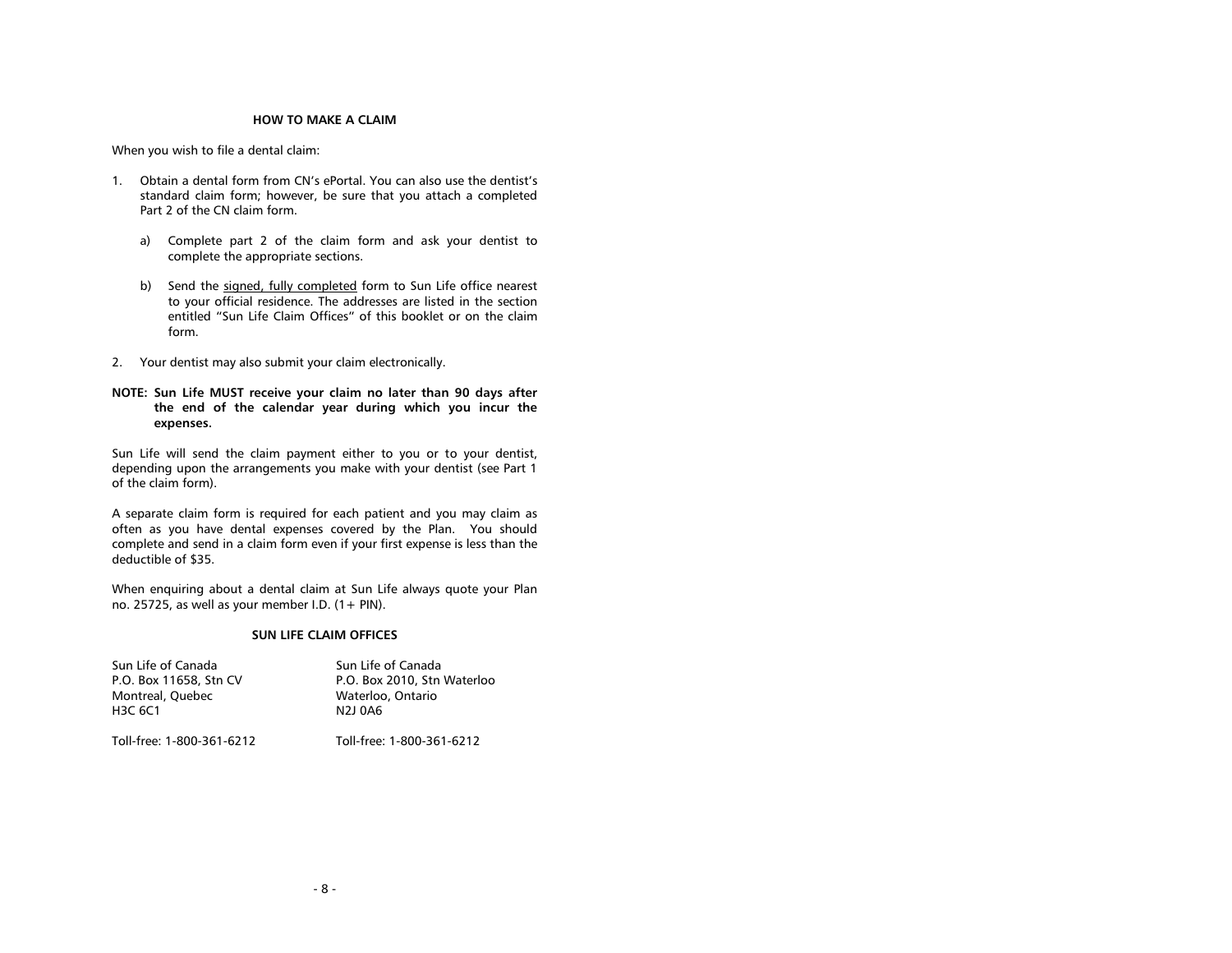## HOW TO MAKE A CLAIM

When you wish to file a dental claim:

1. Obtain a dental form from CN's ePortal. You can also use the dentist's standard claim form; however, be sure that you attach a completed Part 2 of the CN claim form.

   a) Complete part 2 of the claim form and ask your dentist to complete the appropriate sections.

   b) Send the <u>signed, fully completed</u> form to Sun Life office nearest to your official residence. The addresses are listed in the section entitled "Sun Life Claim Offices" of this booklet or on the claim form.

2. Your dentist may also submit your claim electronically.

**NOTE: Sun Life MUST receive your claim no later than 90 days after the end of the calendar year during which you incur the expenses.**

Sun Life will send the claim payment either to you or to your dentist, depending upon the arrangements you make with your dentist (see Part 1 of the claim form).

A separate claim form is required for each patient and you may claim as often as you have dental expenses covered by the Plan. You should complete and send in a claim form even if your first expense is less than the deductible of $35.

When enquiring about a dental claim at Sun Life always quote your Plan no. 25725, as well as your member I.D. (1+ PIN).

## SUN LIFE CLAIM OFFICES

Sun Life of Canada
P.O. Box 11658, Stn CV
Montreal, Quebec
H3C 6C1

Toll-free: 1-800-361-6212

Sun Life of Canada
P.O. Box 2010, Stn Waterloo
Waterloo, Ontario
N2J 0A6

Toll-free: 1-800-361-6212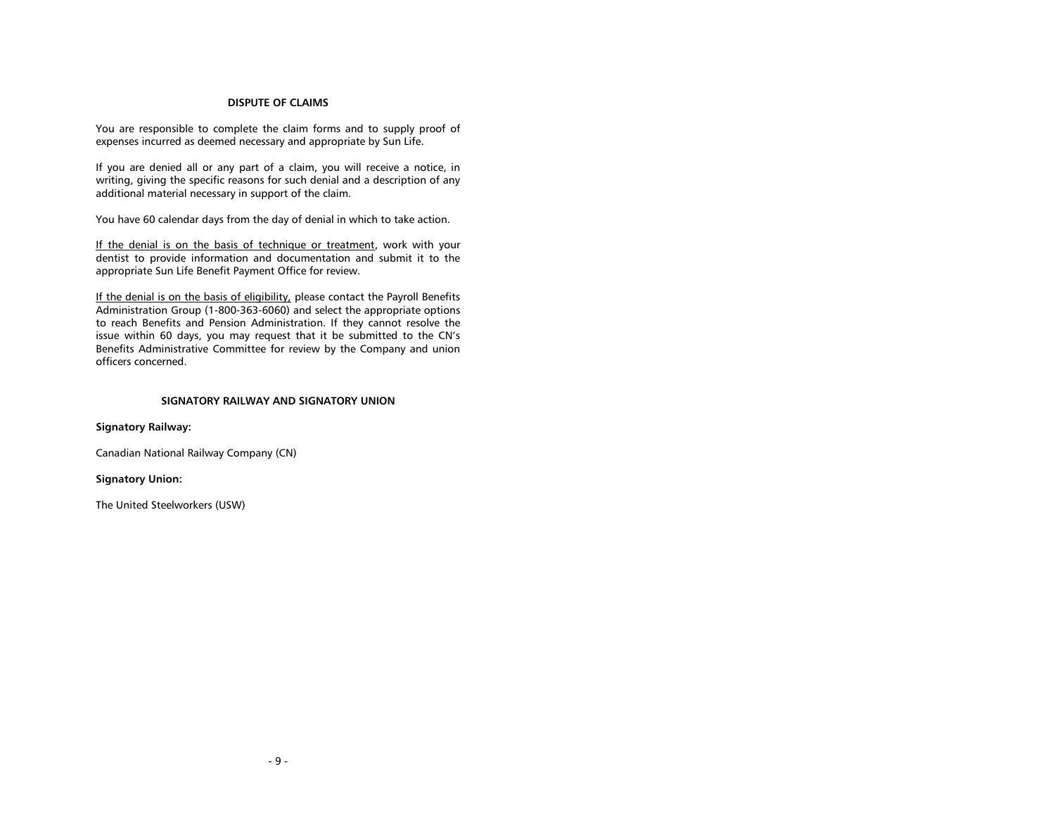## DISPUTE OF CLAIMS

You are responsible to complete the claim forms and to supply proof of expenses incurred as deemed necessary and appropriate by Sun Life.

If you are denied all or any part of a claim, you will receive a notice, in writing, giving the specific reasons for such denial and a description of any additional material necessary in support of the claim.

You have 60 calendar days from the day of denial in which to take action.

<u>If the denial is on the basis of technique or treatment</u>, work with your dentist to provide information and documentation and submit it to the appropriate Sun Life Benefit Payment Office for review.

<u>If the denial is on the basis of eligibility,</u> please contact the Payroll Benefits Administration Group (1-800-363-6060) and select the appropriate options to reach Benefits and Pension Administration. If they cannot resolve the issue within 60 days, you may request that it be submitted to the CN's Benefits Administrative Committee for review by the Company and union officers concerned.

## SIGNATORY RAILWAY AND SIGNATORY UNION

**Signatory Railway:**

Canadian National Railway Company (CN)

**Signatory Union:**

The United Steelworkers (USW)